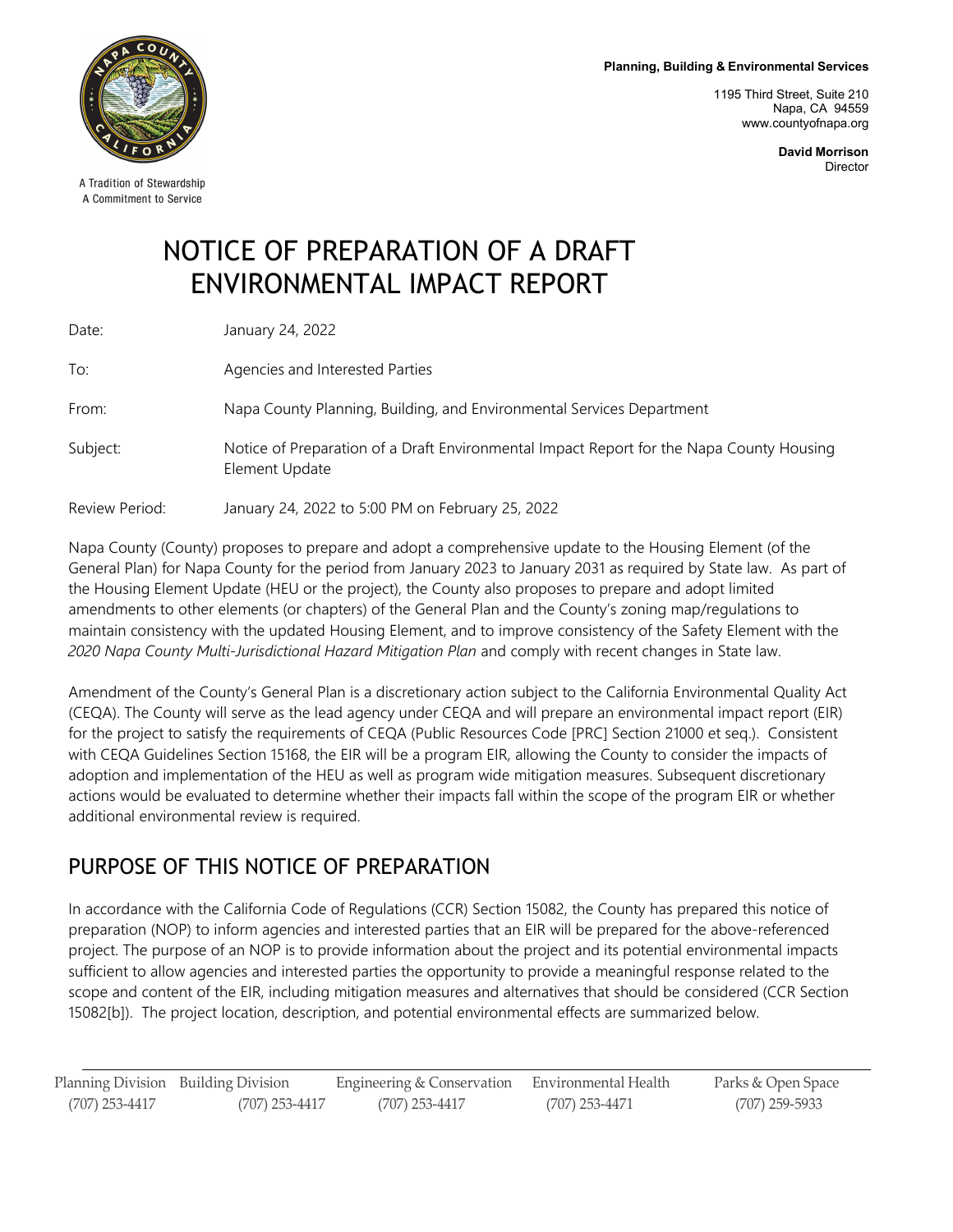A Tradition of Stewardship
A Commitment to Service

**Planning, Building & Environmental Services**

1195 Third Street, Suite 210
Napa, CA 94559
www.countyofnapa.org

**David Morrison**
Director

# NOTICE OF PREPARATION OF A DRAFT ENVIRONMENTAL IMPACT REPORT

Date: January 24, 2022

To: Agencies and Interested Parties

From: Napa County Planning, Building, and Environmental Services Department

Subject: Notice of Preparation of a Draft Environmental Impact Report for the Napa County Housing Element Update

Review Period: January 24, 2022 to 5:00 PM on February 25, 2022

Napa County (County) proposes to prepare and adopt a comprehensive update to the Housing Element (of the General Plan) for Napa County for the period from January 2023 to January 2031 as required by State law. As part of the Housing Element Update (HEU or the project), the County also proposes to prepare and adopt limited amendments to other elements (or chapters) of the General Plan and the County's zoning map/regulations to maintain consistency with the updated Housing Element, and to improve consistency of the Safety Element with the *2020 Napa County Multi-Jurisdictional Hazard Mitigation Plan* and comply with recent changes in State law.

Amendment of the County's General Plan is a discretionary action subject to the California Environmental Quality Act (CEQA). The County will serve as the lead agency under CEQA and will prepare an environmental impact report (EIR) for the project to satisfy the requirements of CEQA (Public Resources Code [PRC] Section 21000 et seq.). Consistent with CEQA Guidelines Section 15168, the EIR will be a program EIR, allowing the County to consider the impacts of adoption and implementation of the HEU as well as program wide mitigation measures. Subsequent discretionary actions would be evaluated to determine whether their impacts fall within the scope of the program EIR or whether additional environmental review is required.

## PURPOSE OF THIS NOTICE OF PREPARATION

In accordance with the California Code of Regulations (CCR) Section 15082, the County has prepared this notice of preparation (NOP) to inform agencies and interested parties that an EIR will be prepared for the above-referenced project. The purpose of an NOP is to provide information about the project and its potential environmental impacts sufficient to allow agencies and interested parties the opportunity to provide a meaningful response related to the scope and content of the EIR, including mitigation measures and alternatives that should be considered (CCR Section 15082[b]). The project location, description, and potential environmental effects are summarized below.

Planning Division (707) 253-4417 | Building Division (707) 253-4417 | Engineering & Conservation (707) 253-4417 | Environmental Health (707) 253-4471 | Parks & Open Space (707) 259-5933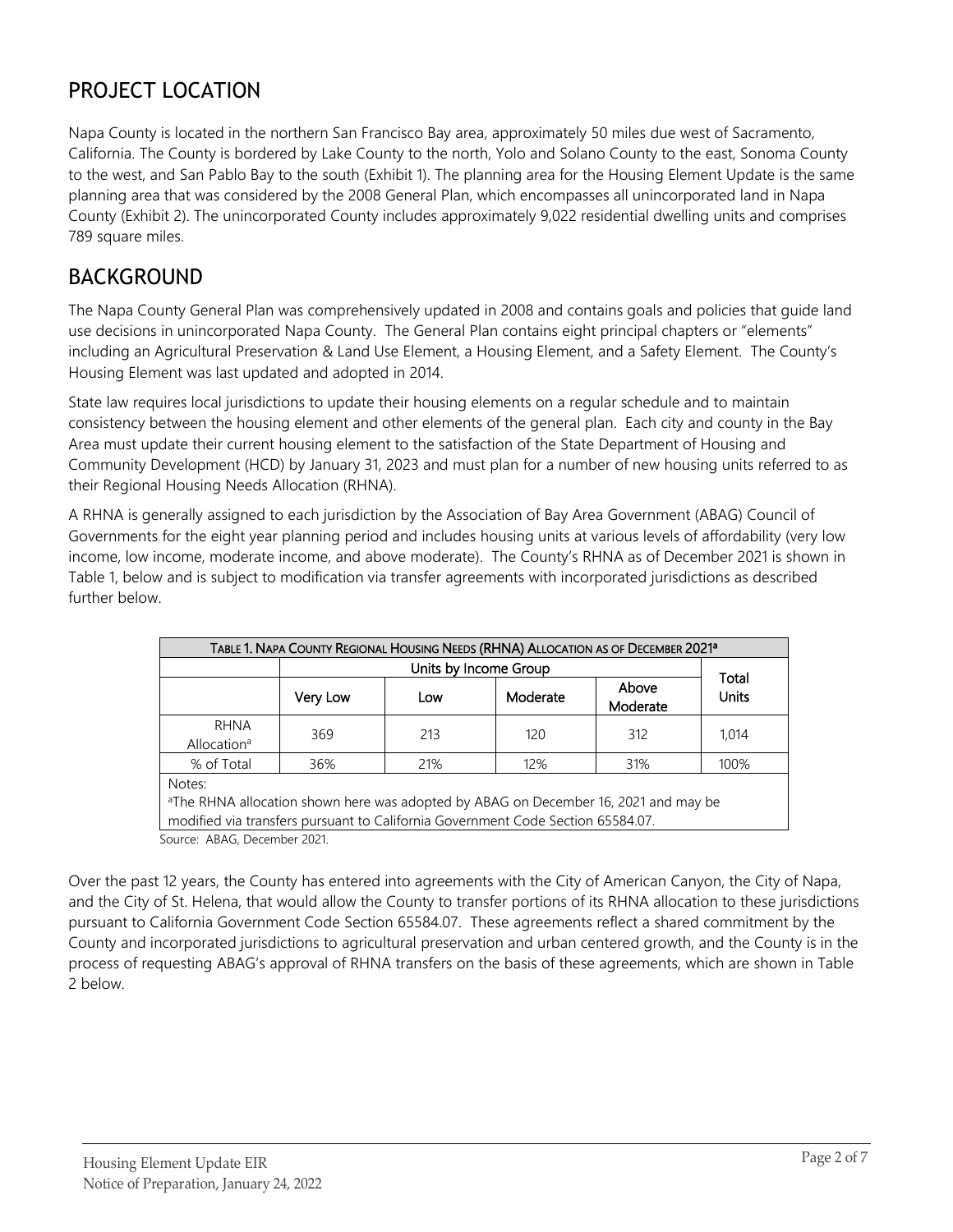## PROJECT LOCATION

Napa County is located in the northern San Francisco Bay area, approximately 50 miles due west of Sacramento, California. The County is bordered by Lake County to the north, Yolo and Solano County to the east, Sonoma County to the west, and San Pablo Bay to the south (Exhibit 1). The planning area for the Housing Element Update is the same planning area that was considered by the 2008 General Plan, which encompasses all unincorporated land in Napa County (Exhibit 2). The unincorporated County includes approximately 9,022 residential dwelling units and comprises 789 square miles.

## BACKGROUND

The Napa County General Plan was comprehensively updated in 2008 and contains goals and policies that guide land use decisions in unincorporated Napa County. The General Plan contains eight principal chapters or "elements" including an Agricultural Preservation & Land Use Element, a Housing Element, and a Safety Element. The County's Housing Element was last updated and adopted in 2014.

State law requires local jurisdictions to update their housing elements on a regular schedule and to maintain consistency between the housing element and other elements of the general plan. Each city and county in the Bay Area must update their current housing element to the satisfaction of the State Department of Housing and Community Development (HCD) by January 31, 2023 and must plan for a number of new housing units referred to as their Regional Housing Needs Allocation (RHNA).

A RHNA is generally assigned to each jurisdiction by the Association of Bay Area Government (ABAG) Council of Governments for the eight year planning period and includes housing units at various levels of affordability (very low income, low income, moderate income, and above moderate). The County's RHNA as of December 2021 is shown in Table 1, below and is subject to modification via transfer agreements with incorporated jurisdictions as described further below.

**Table 1. Napa County Regional Housing Needs (RHNA) Allocation as of December 2021[a]**

| | Units by Income Group | | | | Total Units |
|---|---|---|---|---|---|
| | Very Low | Low | Moderate | Above Moderate | |
| RHNA Allocation[a] | 369 | 213 | 120 | 312 | 1,014 |
| % of Total | 36% | 21% | 12% | 31% | 100% |

Notes:
[a]The RHNA allocation shown here was adopted by ABAG on December 16, 2021 and may be modified via transfers pursuant to California Government Code Section 65584.07.

Source: ABAG, December 2021.

Over the past 12 years, the County has entered into agreements with the City of American Canyon, the City of Napa, and the City of St. Helena, that would allow the County to transfer portions of its RHNA allocation to these jurisdictions pursuant to California Government Code Section 65584.07. These agreements reflect a shared commitment by the County and incorporated jurisdictions to agricultural preservation and urban centered growth, and the County is in the process of requesting ABAG's approval of RHNA transfers on the basis of these agreements, which are shown in Table 2 below.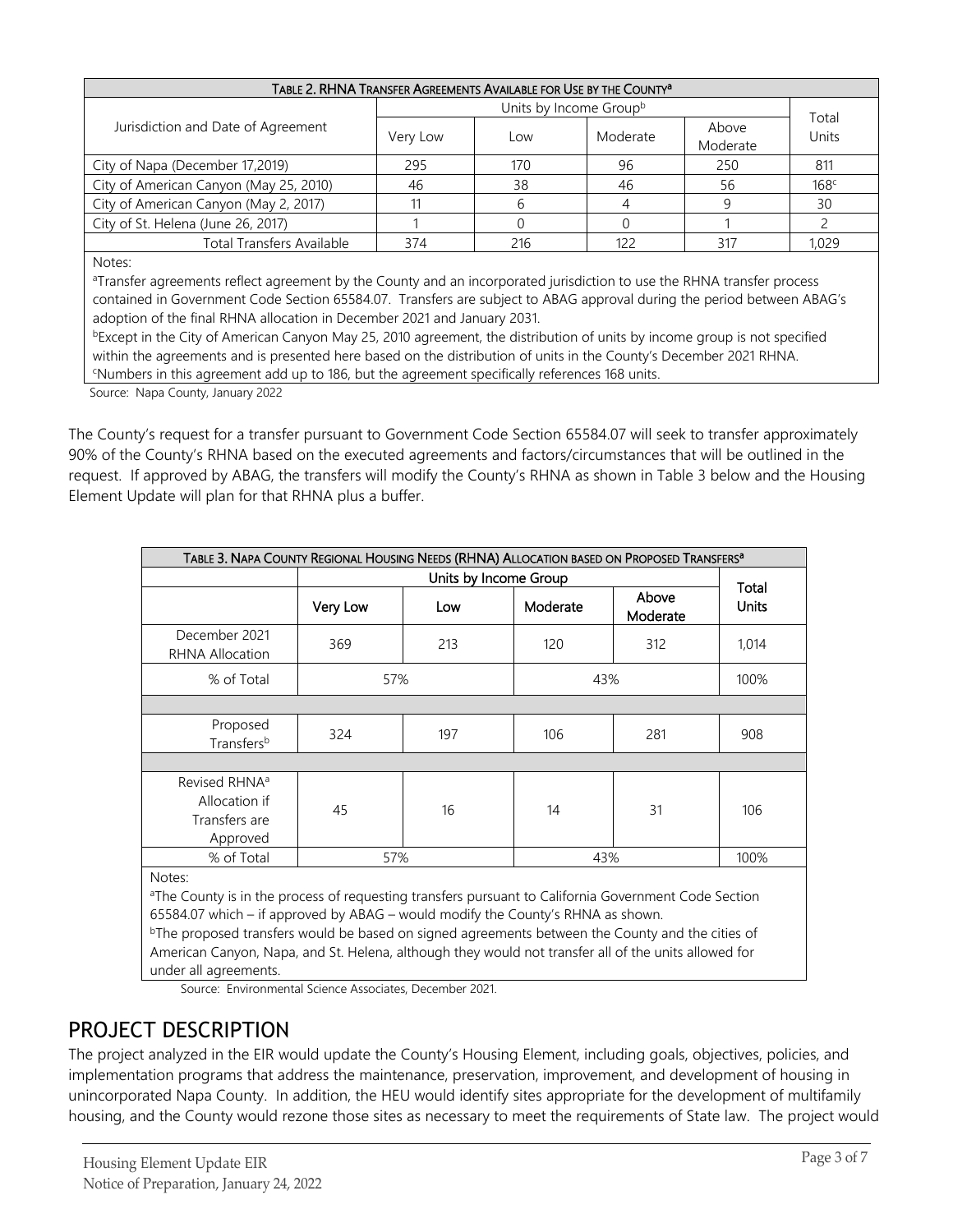| TABLE 2. RHNA TRANSFER AGREEMENTS AVAILABLE FOR USE BY THE COUNTY[a] | | | | | |
|---|---|---|---|---|---|
| Jurisdiction and Date of Agreement | Units by Income Group[b] | | | | Total Units |
| | Very Low | Low | Moderate | Above Moderate | |
| City of Napa (December 17,2019) | 295 | 170 | 96 | 250 | 811 |
| City of American Canyon (May 25, 2010) | 46 | 38 | 46 | 56 | 168[c] |
| City of American Canyon (May 2, 2017) | 11 | 6 | 4 | 9 | 30 |
| City of St. Helena (June 26, 2017) | 1 | 0 | 0 | 1 | 2 |
| Total Transfers Available | 374 | 216 | 122 | 317 | 1,029 |

Notes:

[a]Transfer agreements reflect agreement by the County and an incorporated jurisdiction to use the RHNA transfer process contained in Government Code Section 65584.07. Transfers are subject to ABAG approval during the period between ABAG's adoption of the final RHNA allocation in December 2021 and January 2031.

[b]Except in the City of American Canyon May 25, 2010 agreement, the distribution of units by income group is not specified within the agreements and is presented here based on the distribution of units in the County's December 2021 RHNA.

[c]Numbers in this agreement add up to 186, but the agreement specifically references 168 units.

Source: Napa County, January 2022

The County's request for a transfer pursuant to Government Code Section 65584.07 will seek to transfer approximately 90% of the County's RHNA based on the executed agreements and factors/circumstances that will be outlined in the request. If approved by ABAG, the transfers will modify the County's RHNA as shown in Table 3 below and the Housing Element Update will plan for that RHNA plus a buffer.

| TABLE 3. NAPA COUNTY REGIONAL HOUSING NEEDS (RHNA) ALLOCATION BASED ON PROPOSED TRANSFERS[a] | | | | | |
|---|---|---|---|---|---|
| | Units by Income Group | | | | Total Units |
| | Very Low | Low | Moderate | Above Moderate | |
| December 2021 RHNA Allocation | 369 | 213 | 120 | 312 | 1,014 |
| % of Total | 57% | | 43% | | 100% |
| | | | | | |
| Proposed Transfers[b] | 324 | 197 | 106 | 281 | 908 |
| | | | | | |
| Revised RHNA[a] Allocation if Transfers are Approved | 45 | 16 | 14 | 31 | 106 |
| % of Total | 57% | | 43% | | 100% |

Notes:

[a]The County is in the process of requesting transfers pursuant to California Government Code Section 65584.07 which – if approved by ABAG – would modify the County's RHNA as shown.

[b]The proposed transfers would be based on signed agreements between the County and the cities of American Canyon, Napa, and St. Helena, although they would not transfer all of the units allowed for under all agreements.

Source: Environmental Science Associates, December 2021.

## PROJECT DESCRIPTION

The project analyzed in the EIR would update the County's Housing Element, including goals, objectives, policies, and implementation programs that address the maintenance, preservation, improvement, and development of housing in unincorporated Napa County. In addition, the HEU would identify sites appropriate for the development of multifamily housing, and the County would rezone those sites as necessary to meet the requirements of State law. The project would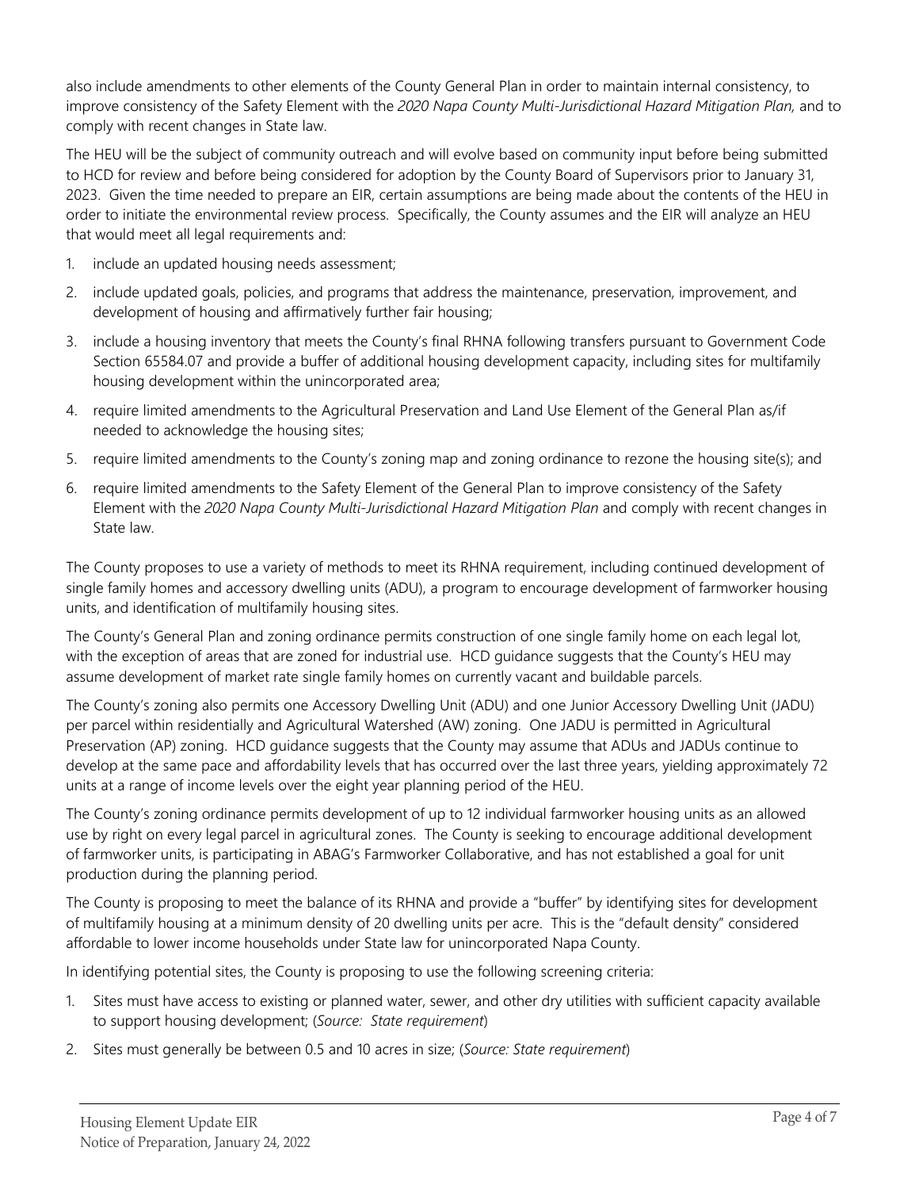also include amendments to other elements of the County General Plan in order to maintain internal consistency, to improve consistency of the Safety Element with the *2020 Napa County Multi-Jurisdictional Hazard Mitigation Plan,* and to comply with recent changes in State law.

The HEU will be the subject of community outreach and will evolve based on community input before being submitted to HCD for review and before being considered for adoption by the County Board of Supervisors prior to January 31, 2023. Given the time needed to prepare an EIR, certain assumptions are being made about the contents of the HEU in order to initiate the environmental review process. Specifically, the County assumes and the EIR will analyze an HEU that would meet all legal requirements and:

1. include an updated housing needs assessment;
2. include updated goals, policies, and programs that address the maintenance, preservation, improvement, and development of housing and affirmatively further fair housing;
3. include a housing inventory that meets the County's final RHNA following transfers pursuant to Government Code Section 65584.07 and provide a buffer of additional housing development capacity, including sites for multifamily housing development within the unincorporated area;
4. require limited amendments to the Agricultural Preservation and Land Use Element of the General Plan as/if needed to acknowledge the housing sites;
5. require limited amendments to the County's zoning map and zoning ordinance to rezone the housing site(s); and
6. require limited amendments to the Safety Element of the General Plan to improve consistency of the Safety Element with the *2020 Napa County Multi-Jurisdictional Hazard Mitigation Plan* and comply with recent changes in State law.

The County proposes to use a variety of methods to meet its RHNA requirement, including continued development of single family homes and accessory dwelling units (ADU), a program to encourage development of farmworker housing units, and identification of multifamily housing sites.

The County's General Plan and zoning ordinance permits construction of one single family home on each legal lot, with the exception of areas that are zoned for industrial use. HCD guidance suggests that the County's HEU may assume development of market rate single family homes on currently vacant and buildable parcels.

The County's zoning also permits one Accessory Dwelling Unit (ADU) and one Junior Accessory Dwelling Unit (JADU) per parcel within residentially and Agricultural Watershed (AW) zoning. One JADU is permitted in Agricultural Preservation (AP) zoning. HCD guidance suggests that the County may assume that ADUs and JADUs continue to develop at the same pace and affordability levels that has occurred over the last three years, yielding approximately 72 units at a range of income levels over the eight year planning period of the HEU.

The County's zoning ordinance permits development of up to 12 individual farmworker housing units as an allowed use by right on every legal parcel in agricultural zones. The County is seeking to encourage additional development of farmworker units, is participating in ABAG's Farmworker Collaborative, and has not established a goal for unit production during the planning period.

The County is proposing to meet the balance of its RHNA and provide a "buffer" by identifying sites for development of multifamily housing at a minimum density of 20 dwelling units per acre. This is the "default density" considered affordable to lower income households under State law for unincorporated Napa County.

In identifying potential sites, the County is proposing to use the following screening criteria:

1. Sites must have access to existing or planned water, sewer, and other dry utilities with sufficient capacity available to support housing development; (*Source: State requirement*)
2. Sites must generally be between 0.5 and 10 acres in size; (*Source: State requirement*)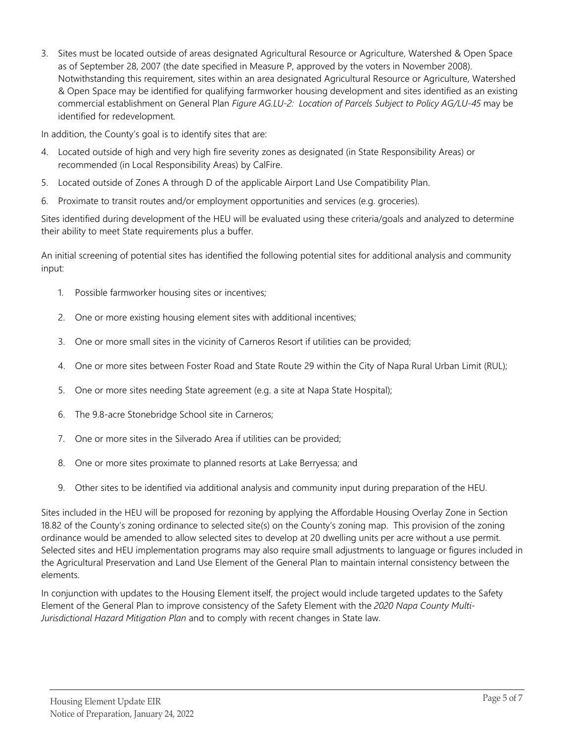3. Sites must be located outside of areas designated Agricultural Resource or Agriculture, Watershed & Open Space as of September 28, 2007 (the date specified in Measure P, approved by the voters in November 2008). Notwithstanding this requirement, sites within an area designated Agricultural Resource or Agriculture, Watershed & Open Space may be identified for qualifying farmworker housing development and sites identified as an existing commercial establishment on General Plan *Figure AG.LU-2: Location of Parcels Subject to Policy AG/LU-45* may be identified for redevelopment.

In addition, the County's goal is to identify sites that are:

4. Located outside of high and very high fire severity zones as designated (in State Responsibility Areas) or recommended (in Local Responsibility Areas) by CalFire.
5. Located outside of Zones A through D of the applicable Airport Land Use Compatibility Plan.
6. Proximate to transit routes and/or employment opportunities and services (e.g. groceries).

Sites identified during development of the HEU will be evaluated using these criteria/goals and analyzed to determine their ability to meet State requirements plus a buffer.

An initial screening of potential sites has identified the following potential sites for additional analysis and community input:

1. Possible farmworker housing sites or incentives;
2. One or more existing housing element sites with additional incentives;
3. One or more small sites in the vicinity of Carneros Resort if utilities can be provided;
4. One or more sites between Foster Road and State Route 29 within the City of Napa Rural Urban Limit (RUL);
5. One or more sites needing State agreement (e.g. a site at Napa State Hospital);
6. The 9.8-acre Stonebridge School site in Carneros;
7. One or more sites in the Silverado Area if utilities can be provided;
8. One or more sites proximate to planned resorts at Lake Berryessa; and
9. Other sites to be identified via additional analysis and community input during preparation of the HEU.

Sites included in the HEU will be proposed for rezoning by applying the Affordable Housing Overlay Zone in Section 18.82 of the County's zoning ordinance to selected site(s) on the County's zoning map. This provision of the zoning ordinance would be amended to allow selected sites to develop at 20 dwelling units per acre without a use permit. Selected sites and HEU implementation programs may also require small adjustments to language or figures included in the Agricultural Preservation and Land Use Element of the General Plan to maintain internal consistency between the elements.

In conjunction with updates to the Housing Element itself, the project would include targeted updates to the Safety Element of the General Plan to improve consistency of the Safety Element with the *2020 Napa County Multi-Jurisdictional Hazard Mitigation Plan* and to comply with recent changes in State law.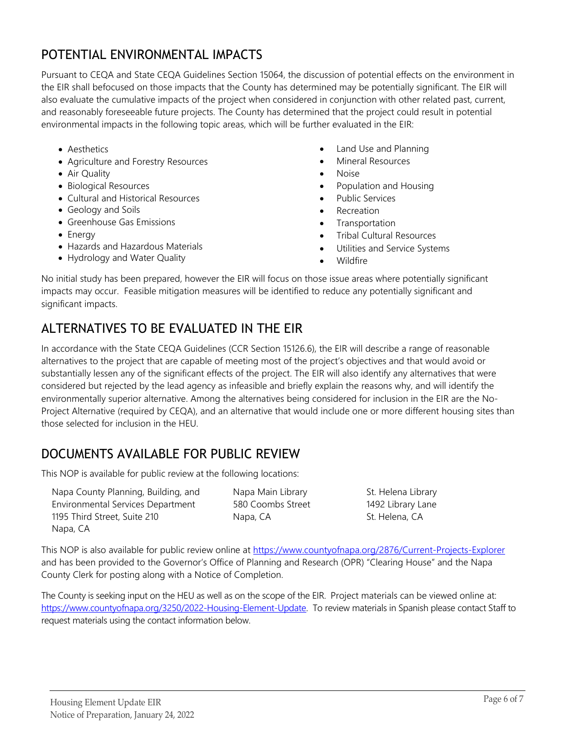## POTENTIAL ENVIRONMENTAL IMPACTS

Pursuant to CEQA and State CEQA Guidelines Section 15064, the discussion of potential effects on the environment in the EIR shall befocused on those impacts that the County has determined may be potentially significant. The EIR will also evaluate the cumulative impacts of the project when considered in conjunction with other related past, current, and reasonably foreseeable future projects. The County has determined that the project could result in potential environmental impacts in the following topic areas, which will be further evaluated in the EIR:

- Aesthetics
- Agriculture and Forestry Resources
- Air Quality
- Biological Resources
- Cultural and Historical Resources
- Geology and Soils
- Greenhouse Gas Emissions
- Energy
- Hazards and Hazardous Materials
- Hydrology and Water Quality
- Land Use and Planning
- Mineral Resources
- Noise
- Population and Housing
- Public Services
- Recreation
- Transportation
- Tribal Cultural Resources
- Utilities and Service Systems
- Wildfire

No initial study has been prepared, however the EIR will focus on those issue areas where potentially significant impacts may occur. Feasible mitigation measures will be identified to reduce any potentially significant and significant impacts.

## ALTERNATIVES TO BE EVALUATED IN THE EIR

In accordance with the State CEQA Guidelines (CCR Section 15126.6), the EIR will describe a range of reasonable alternatives to the project that are capable of meeting most of the project's objectives and that would avoid or substantially lessen any of the significant effects of the project. The EIR will also identify any alternatives that were considered but rejected by the lead agency as infeasible and briefly explain the reasons why, and will identify the environmentally superior alternative. Among the alternatives being considered for inclusion in the EIR are the No-Project Alternative (required by CEQA), and an alternative that would include one or more different housing sites than those selected for inclusion in the HEU.

## DOCUMENTS AVAILABLE FOR PUBLIC REVIEW

This NOP is available for public review at the following locations:

Napa County Planning, Building, and Environmental Services Department
1195 Third Street, Suite 210
Napa, CA

Napa Main Library
580 Coombs Street
Napa, CA

St. Helena Library
1492 Library Lane
St. Helena, CA

This NOP is also available for public review online at https://www.countyofnapa.org/2876/Current-Projects-Explorer and has been provided to the Governor's Office of Planning and Research (OPR) "Clearing House" and the Napa County Clerk for posting along with a Notice of Completion.

The County is seeking input on the HEU as well as on the scope of the EIR. Project materials can be viewed online at: https://www.countyofnapa.org/3250/2022-Housing-Element-Update. To review materials in Spanish please contact Staff to request materials using the contact information below.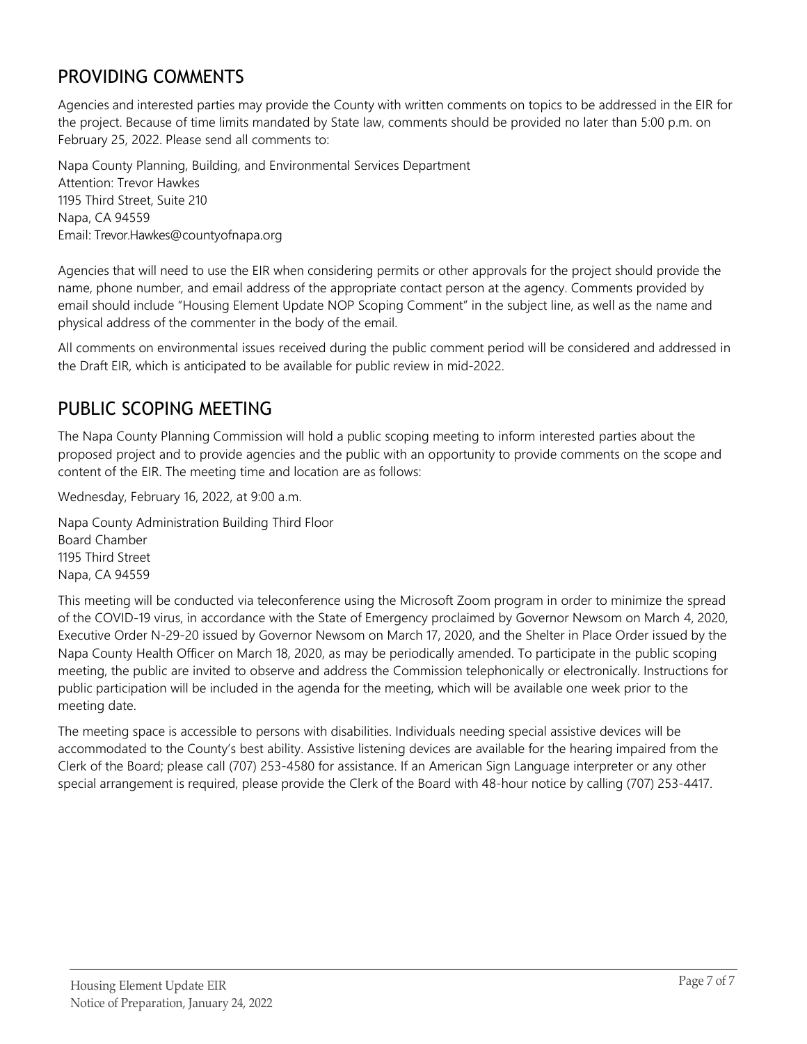## PROVIDING COMMENTS

Agencies and interested parties may provide the County with written comments on topics to be addressed in the EIR for the project. Because of time limits mandated by State law, comments should be provided no later than 5:00 p.m. on February 25, 2022. Please send all comments to:

Napa County Planning, Building, and Environmental Services Department
Attention: Trevor Hawkes
1195 Third Street, Suite 210
Napa, CA 94559
Email: Trevor.Hawkes@countyofnapa.org

Agencies that will need to use the EIR when considering permits or other approvals for the project should provide the name, phone number, and email address of the appropriate contact person at the agency. Comments provided by email should include "Housing Element Update NOP Scoping Comment" in the subject line, as well as the name and physical address of the commenter in the body of the email.

All comments on environmental issues received during the public comment period will be considered and addressed in the Draft EIR, which is anticipated to be available for public review in mid-2022.

## PUBLIC SCOPING MEETING

The Napa County Planning Commission will hold a public scoping meeting to inform interested parties about the proposed project and to provide agencies and the public with an opportunity to provide comments on the scope and content of the EIR. The meeting time and location are as follows:

Wednesday, February 16, 2022, at 9:00 a.m.

Napa County Administration Building Third Floor
Board Chamber
1195 Third Street
Napa, CA 94559

This meeting will be conducted via teleconference using the Microsoft Zoom program in order to minimize the spread of the COVID-19 virus, in accordance with the State of Emergency proclaimed by Governor Newsom on March 4, 2020, Executive Order N-29-20 issued by Governor Newsom on March 17, 2020, and the Shelter in Place Order issued by the Napa County Health Officer on March 18, 2020, as may be periodically amended. To participate in the public scoping meeting, the public are invited to observe and address the Commission telephonically or electronically. Instructions for public participation will be included in the agenda for the meeting, which will be available one week prior to the meeting date.

The meeting space is accessible to persons with disabilities. Individuals needing special assistive devices will be accommodated to the County's best ability. Assistive listening devices are available for the hearing impaired from the Clerk of the Board; please call (707) 253-4580 for assistance. If an American Sign Language interpreter or any other special arrangement is required, please provide the Clerk of the Board with 48-hour notice by calling (707) 253-4417.